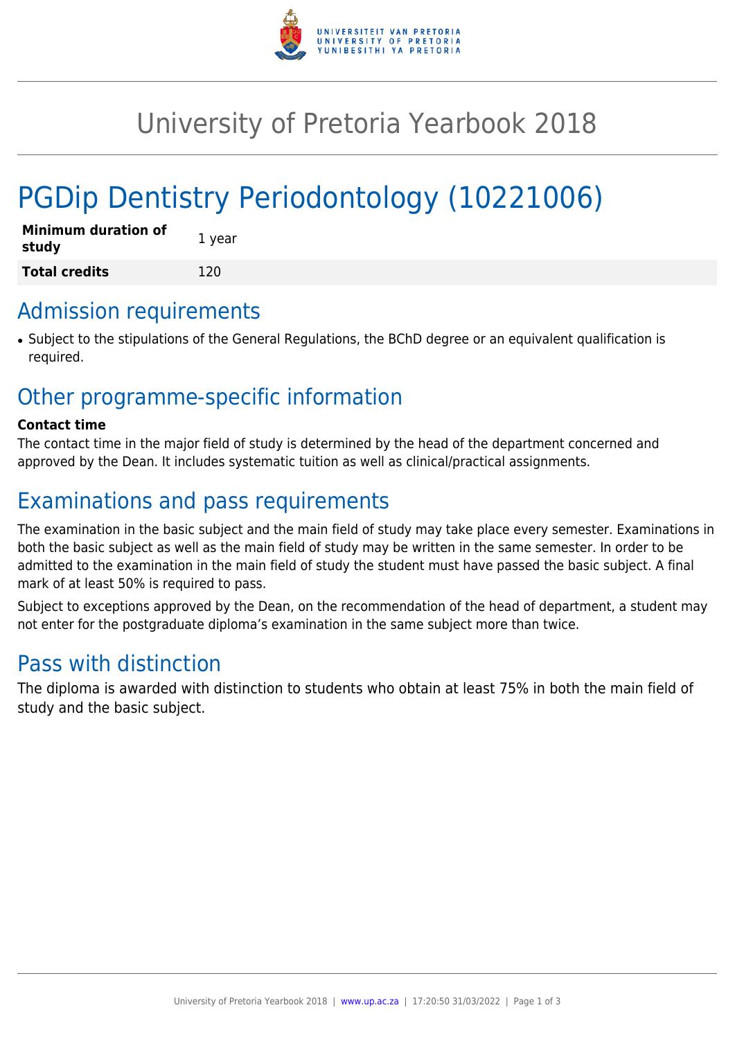# University of Pretoria Yearbook 2018

# PGDip Dentistry Periodontology (10221006)

| | |
|---|---|
| **Minimum duration of study** | 1 year |
| **Total credits** | 120 |

## Admission requirements

- Subject to the stipulations of the General Regulations, the BChD degree or an equivalent qualification is required.

## Other programme-specific information

**Contact time**

The contact time in the major field of study is determined by the head of the department concerned and approved by the Dean. It includes systematic tuition as well as clinical/practical assignments.

## Examinations and pass requirements

The examination in the basic subject and the main field of study may take place every semester. Examinations in both the basic subject as well as the main field of study may be written in the same semester. In order to be admitted to the examination in the main field of study the student must have passed the basic subject. A final mark of at least 50% is required to pass.

Subject to exceptions approved by the Dean, on the recommendation of the head of department, a student may not enter for the postgraduate diploma's examination in the same subject more than twice.

## Pass with distinction

The diploma is awarded with distinction to students who obtain at least 75% in both the main field of study and the basic subject.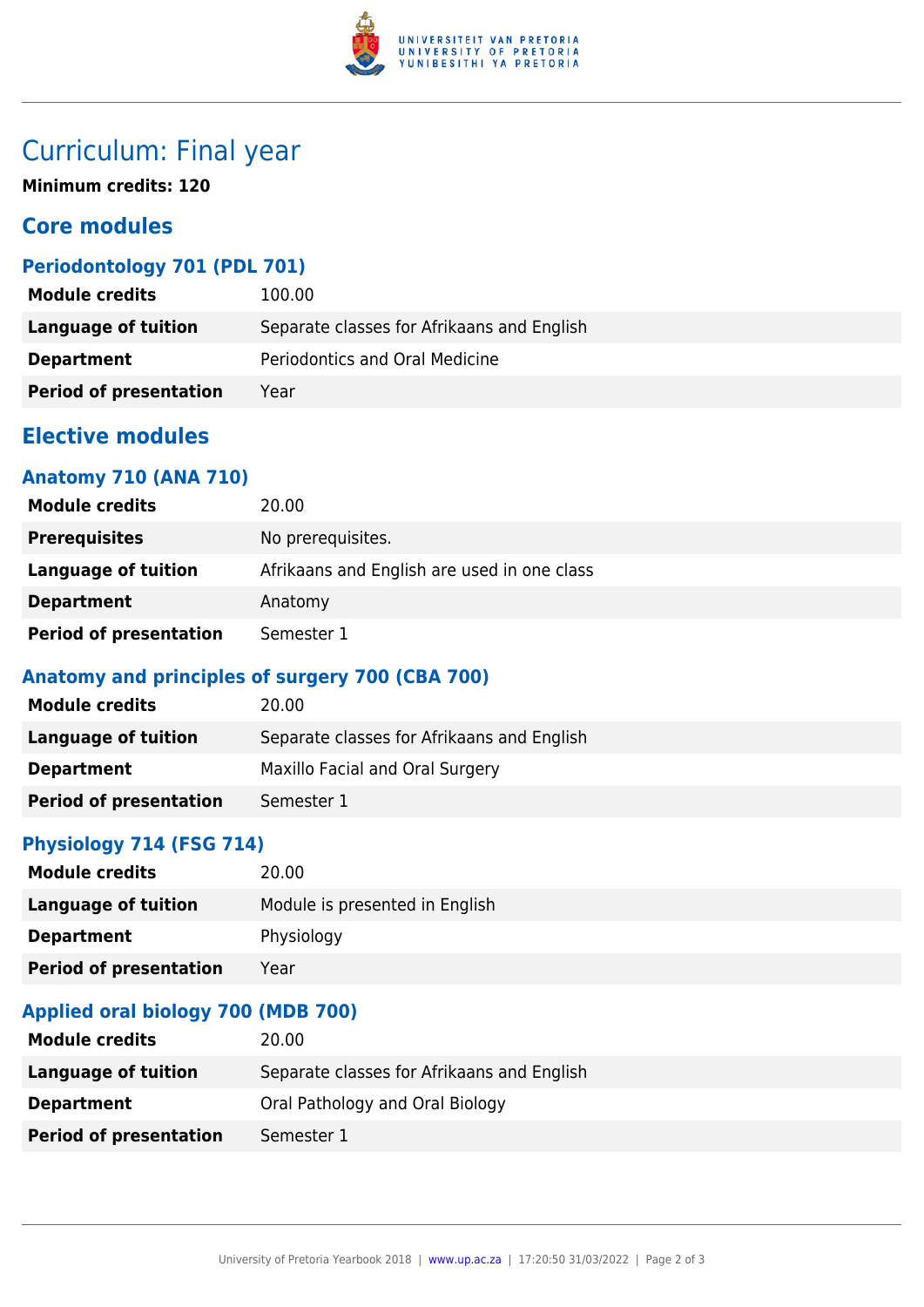# Curriculum: Final year

**Minimum credits: 120**

## Core modules

### Periodontology 701 (PDL 701)

| | |
|---|---|
| **Module credits** | 100.00 |
| **Language of tuition** | Separate classes for Afrikaans and English |
| **Department** | Periodontics and Oral Medicine |
| **Period of presentation** | Year |

## Elective modules

### Anatomy 710 (ANA 710)

| | |
|---|---|
| **Module credits** | 20.00 |
| **Prerequisites** | No prerequisites. |
| **Language of tuition** | Afrikaans and English are used in one class |
| **Department** | Anatomy |
| **Period of presentation** | Semester 1 |

### Anatomy and principles of surgery 700 (CBA 700)

| | |
|---|---|
| **Module credits** | 20.00 |
| **Language of tuition** | Separate classes for Afrikaans and English |
| **Department** | Maxillo Facial and Oral Surgery |
| **Period of presentation** | Semester 1 |

### Physiology 714 (FSG 714)

| | |
|---|---|
| **Module credits** | 20.00 |
| **Language of tuition** | Module is presented in English |
| **Department** | Physiology |
| **Period of presentation** | Year |

### Applied oral biology 700 (MDB 700)

| | |
|---|---|
| **Module credits** | 20.00 |
| **Language of tuition** | Separate classes for Afrikaans and English |
| **Department** | Oral Pathology and Oral Biology |
| **Period of presentation** | Semester 1 |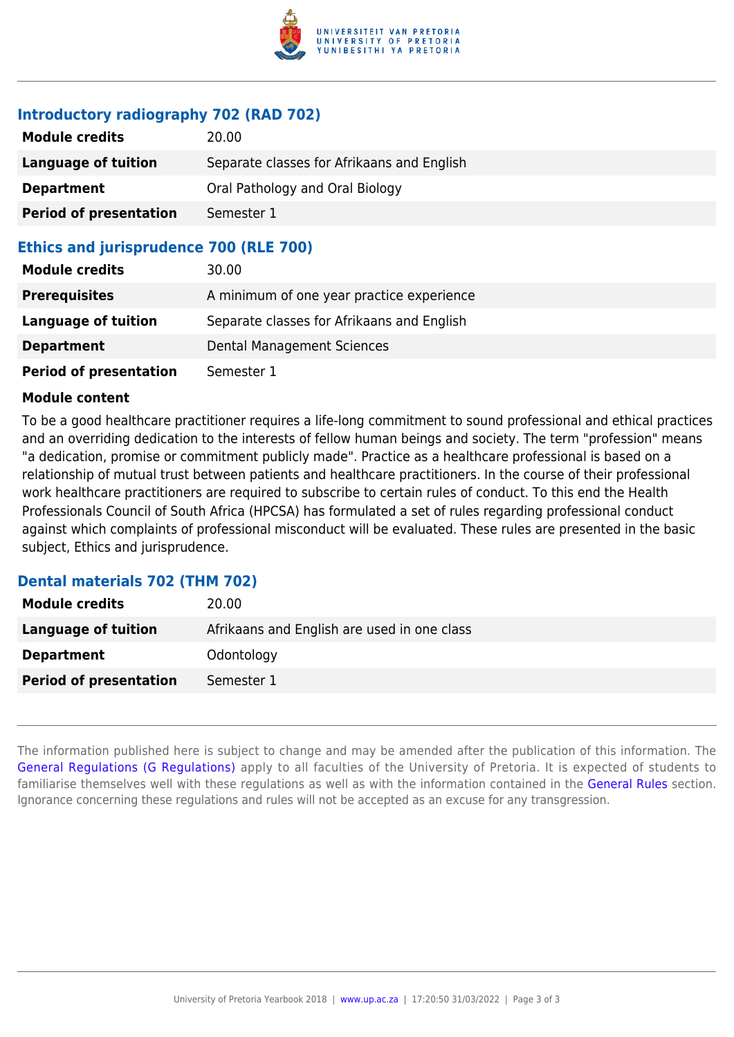### Introductory radiography 702 (RAD 702)

| | |
|---|---|
| **Module credits** | 20.00 |
| **Language of tuition** | Separate classes for Afrikaans and English |
| **Department** | Oral Pathology and Oral Biology |
| **Period of presentation** | Semester 1 |

### Ethics and jurisprudence 700 (RLE 700)

| | |
|---|---|
| **Module credits** | 30.00 |
| **Prerequisites** | A minimum of one year practice experience |
| **Language of tuition** | Separate classes for Afrikaans and English |
| **Department** | Dental Management Sciences |
| **Period of presentation** | Semester 1 |

**Module content**

To be a good healthcare practitioner requires a life-long commitment to sound professional and ethical practices and an overriding dedication to the interests of fellow human beings and society. The term "profession" means "a dedication, promise or commitment publicly made". Practice as a healthcare professional is based on a relationship of mutual trust between patients and healthcare practitioners. In the course of their professional work healthcare practitioners are required to subscribe to certain rules of conduct. To this end the Health Professionals Council of South Africa (HPCSA) has formulated a set of rules regarding professional conduct against which complaints of professional misconduct will be evaluated. These rules are presented in the basic subject, Ethics and jurisprudence.

### Dental materials 702 (THM 702)

| | |
|---|---|
| **Module credits** | 20.00 |
| **Language of tuition** | Afrikaans and English are used in one class |
| **Department** | Odontology |
| **Period of presentation** | Semester 1 |

The information published here is subject to change and may be amended after the publication of this information. The General Regulations (G Regulations) apply to all faculties of the University of Pretoria. It is expected of students to familiarise themselves well with these regulations as well as with the information contained in the General Rules section. Ignorance concerning these regulations and rules will not be accepted as an excuse for any transgression.